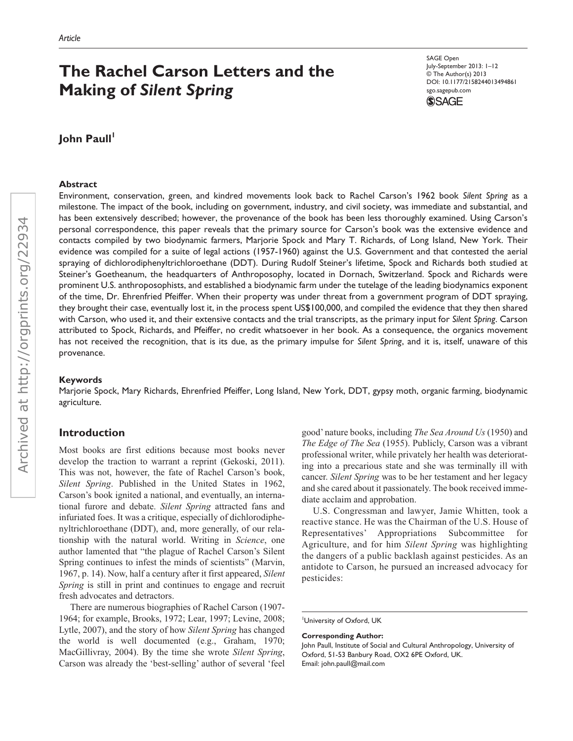Article

# The Rachel Carson Letters and the Making of *Silent Spring*

SAGE Open
July-September 2013: 1–12
© The Author(s) 2013
DOI: 10.1177/2158244013494861
sgo.sagepub.com

**John Paull**[1]

### Abstract

Environment, conservation, green, and kindred movements look back to Rachel Carson's 1962 book *Silent Spring* as a milestone. The impact of the book, including on government, industry, and civil society, was immediate and substantial, and has been extensively described; however, the provenance of the book has been less thoroughly examined. Using Carson's personal correspondence, this paper reveals that the primary source for Carson's book was the extensive evidence and contacts compiled by two biodynamic farmers, Marjorie Spock and Mary T. Richards, of Long Island, New York. Their evidence was compiled for a suite of legal actions (1957-1960) against the U.S. Government and that contested the aerial spraying of dichlorodiphenyltrichloroethane (DDT). During Rudolf Steiner's lifetime, Spock and Richards both studied at Steiner's Goetheanum, the headquarters of Anthroposophy, located in Dornach, Switzerland. Spock and Richards were prominent U.S. anthroposophists, and established a biodynamic farm under the tutelage of the leading biodynamics exponent of the time, Dr. Ehrenfried Pfeiffer. When their property was under threat from a government program of DDT spraying, they brought their case, eventually lost it, in the process spent US$100,000, and compiled the evidence that they then shared with Carson, who used it, and their extensive contacts and the trial transcripts, as the primary input for *Silent Spring*. Carson attributed to Spock, Richards, and Pfeiffer, no credit whatsoever in her book. As a consequence, the organics movement has not received the recognition, that is its due, as the primary impulse for *Silent Spring*, and it is, itself, unaware of this provenance.

### Keywords

Marjorie Spock, Mary Richards, Ehrenfried Pfeiffer, Long Island, New York, DDT, gypsy moth, organic farming, biodynamic agriculture.

## Introduction

Most books are first editions because most books never develop the traction to warrant a reprint (Gekoski, 2011). This was not, however, the fate of Rachel Carson's book, *Silent Spring*. Published in the United States in 1962, Carson's book ignited a national, and eventually, an international furore and debate. *Silent Spring* attracted fans and infuriated foes. It was a critique, especially of dichlorodiphenyltrichloroethane (DDT), and, more generally, of our relationship with the natural world. Writing in *Science*, one author lamented that "the plague of Rachel Carson's Silent Spring continues to infest the minds of scientists" (Marvin, 1967, p. 14). Now, half a century after it first appeared, *Silent Spring* is still in print and continues to engage and recruit fresh advocates and detractors.

There are numerous biographies of Rachel Carson (1907-1964; for example, Brooks, 1972; Lear, 1997; Levine, 2008; Lytle, 2007), and the story of how *Silent Spring* has changed the world is well documented (e.g., Graham, 1970; MacGillivray, 2004). By the time she wrote *Silent Spring*, Carson was already the 'best-selling' author of several 'feel good' nature books, including *The Sea Around Us* (1950) and *The Edge of The Sea* (1955). Publicly, Carson was a vibrant professional writer, while privately her health was deteriorating into a precarious state and she was terminally ill with cancer. *Silent Spring* was to be her testament and her legacy and she cared about it passionately. The book received immediate acclaim and approbation.

U.S. Congressman and lawyer, Jamie Whitten, took a reactive stance. He was the Chairman of the U.S. House of Representatives' Appropriations Subcommittee for Agriculture, and for him *Silent Spring* was highlighting the dangers of a public backlash against pesticides. As an antidote to Carson, he pursued an increased advocacy for pesticides:

[1]University of Oxford, UK

**Corresponding Author:**
John Paull, Institute of Social and Cultural Anthropology, University of Oxford, 51-53 Banbury Road, OX2 6PE Oxford, UK.
Email: john.paull@mail.com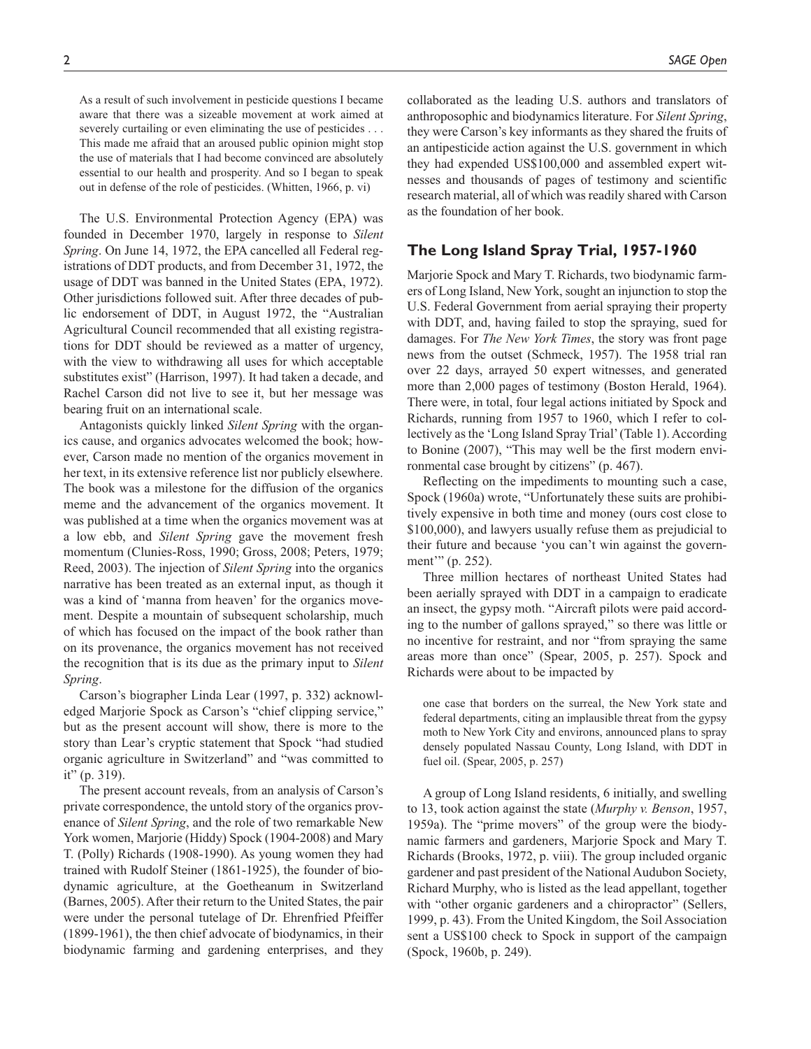> As a result of such involvement in pesticide questions I became aware that there was a sizeable movement at work aimed at severely curtailing or even eliminating the use of pesticides . . . This made me afraid that an aroused public opinion might stop the use of materials that I had become convinced are absolutely essential to our health and prosperity. And so I began to speak out in defense of the role of pesticides. (Whitten, 1966, p. vi)

The U.S. Environmental Protection Agency (EPA) was founded in December 1970, largely in response to *Silent Spring*. On June 14, 1972, the EPA cancelled all Federal registrations of DDT products, and from December 31, 1972, the usage of DDT was banned in the United States (EPA, 1972). Other jurisdictions followed suit. After three decades of public endorsement of DDT, in August 1972, the "Australian Agricultural Council recommended that all existing registrations for DDT should be reviewed as a matter of urgency, with the view to withdrawing all uses for which acceptable substitutes exist" (Harrison, 1997). It had taken a decade, and Rachel Carson did not live to see it, but her message was bearing fruit on an international scale.

Antagonists quickly linked *Silent Spring* with the organics cause, and organics advocates welcomed the book; however, Carson made no mention of the organics movement in her text, in its extensive reference list nor publicly elsewhere. The book was a milestone for the diffusion of the organics meme and the advancement of the organics movement. It was published at a time when the organics movement was at a low ebb, and *Silent Spring* gave the movement fresh momentum (Clunies-Ross, 1990; Gross, 2008; Peters, 1979; Reed, 2003). The injection of *Silent Spring* into the organics narrative has been treated as an external input, as though it was a kind of 'manna from heaven' for the organics movement. Despite a mountain of subsequent scholarship, much of which has focused on the impact of the book rather than on its provenance, the organics movement has not received the recognition that is its due as the primary input to *Silent Spring*.

Carson's biographer Linda Lear (1997, p. 332) acknowledged Marjorie Spock as Carson's "chief clipping service," but as the present account will show, there is more to the story than Lear's cryptic statement that Spock "had studied organic agriculture in Switzerland" and "was committed to it" (p. 319).

The present account reveals, from an analysis of Carson's private correspondence, the untold story of the organics provenance of *Silent Spring*, and the role of two remarkable New York women, Marjorie (Hiddy) Spock (1904-2008) and Mary T. (Polly) Richards (1908-1990). As young women they had trained with Rudolf Steiner (1861-1925), the founder of biodynamic agriculture, at the Goetheanum in Switzerland (Barnes, 2005). After their return to the United States, the pair were under the personal tutelage of Dr. Ehrenfried Pfeiffer (1899-1961), the then chief advocate of biodynamics, in their biodynamic farming and gardening enterprises, and they collaborated as the leading U.S. authors and translators of anthroposophic and biodynamics literature. For *Silent Spring*, they were Carson's key informants as they shared the fruits of an antipesticide action against the U.S. government in which they had expended US$100,000 and assembled expert witnesses and thousands of pages of testimony and scientific research material, all of which was readily shared with Carson as the foundation of her book.

## The Long Island Spray Trial, 1957-1960

Marjorie Spock and Mary T. Richards, two biodynamic farmers of Long Island, New York, sought an injunction to stop the U.S. Federal Government from aerial spraying their property with DDT, and, having failed to stop the spraying, sued for damages. For *The New York Times*, the story was front page news from the outset (Schmeck, 1957). The 1958 trial ran over 22 days, arrayed 50 expert witnesses, and generated more than 2,000 pages of testimony (Boston Herald, 1964). There were, in total, four legal actions initiated by Spock and Richards, running from 1957 to 1960, which I refer to collectively as the 'Long Island Spray Trial' (Table 1). According to Bonine (2007), "This may well be the first modern environmental case brought by citizens" (p. 467).

Reflecting on the impediments to mounting such a case, Spock (1960a) wrote, "Unfortunately these suits are prohibitively expensive in both time and money (ours cost close to $100,000), and lawyers usually refuse them as prejudicial to their future and because 'you can't win against the government'" (p. 252).

Three million hectares of northeast United States had been aerially sprayed with DDT in a campaign to eradicate an insect, the gypsy moth. "Aircraft pilots were paid according to the number of gallons sprayed," so there was little or no incentive for restraint, and nor "from spraying the same areas more than once" (Spear, 2005, p. 257). Spock and Richards were about to be impacted by

> one case that borders on the surreal, the New York state and federal departments, citing an implausible threat from the gypsy moth to New York City and environs, announced plans to spray densely populated Nassau County, Long Island, with DDT in fuel oil. (Spear, 2005, p. 257)

A group of Long Island residents, 6 initially, and swelling to 13, took action against the state (*Murphy v. Benson*, 1957, 1959a). The "prime movers" of the group were the biodynamic farmers and gardeners, Marjorie Spock and Mary T. Richards (Brooks, 1972, p. viii). The group included organic gardener and past president of the National Audubon Society, Richard Murphy, who is listed as the lead appellant, together with "other organic gardeners and a chiropractor" (Sellers, 1999, p. 43). From the United Kingdom, the Soil Association sent a US$100 check to Spock in support of the campaign (Spock, 1960b, p. 249).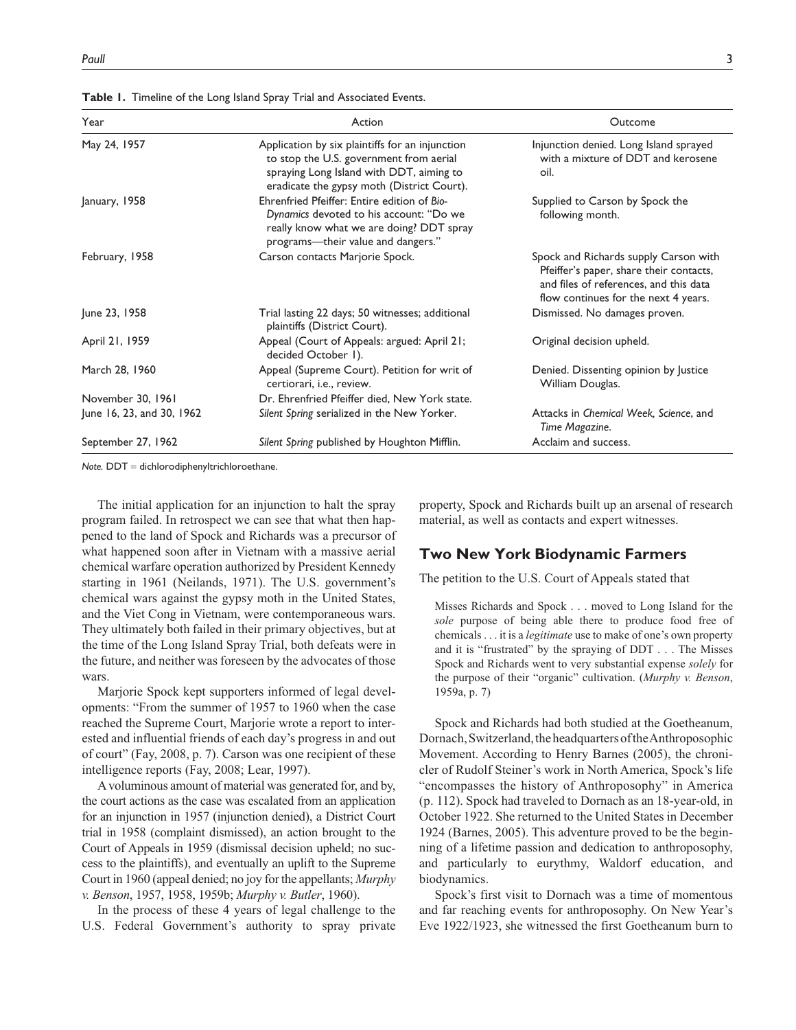**Table 1.** Timeline of the Long Island Spray Trial and Associated Events.

| Year | Action | Outcome |
|---|---|---|
| May 24, 1957 | Application by six plaintiffs for an injunction to stop the U.S. government from aerial spraying Long Island with DDT, aiming to eradicate the gypsy moth (District Court). | Injunction denied. Long Island sprayed with a mixture of DDT and kerosene oil. |
| January, 1958 | Ehrenfried Pfeiffer: Entire edition of *Bio-Dynamics* devoted to his account: "Do we really know what we are doing? DDT spray programs—their value and dangers." | Supplied to Carson by Spock the following month. |
| February, 1958 | Carson contacts Marjorie Spock. | Spock and Richards supply Carson with Pfeiffer's paper, share their contacts, and files of references, and this data flow continues for the next 4 years. |
| June 23, 1958 | Trial lasting 22 days; 50 witnesses; additional plaintiffs (District Court). | Dismissed. No damages proven. |
| April 21, 1959 | Appeal (Court of Appeals: argued: April 21; decided October 1). | Original decision upheld. |
| March 28, 1960 | Appeal (Supreme Court). Petition for writ of certiorari, i.e., review. | Denied. Dissenting opinion by Justice William Douglas. |
| November 30, 1961 | Dr. Ehrenfried Pfeiffer died, New York state. | |
| June 16, 23, and 30, 1962 | *Silent Spring* serialized in the New Yorker. | Attacks in *Chemical Week*, *Science*, and *Time Magazine*. |
| September 27, 1962 | *Silent Spring* published by Houghton Mifflin. | Acclaim and success. |

*Note.* DDT = dichlorodiphenyltrichloroethane.

The initial application for an injunction to halt the spray program failed. In retrospect we can see that what then happened to the land of Spock and Richards was a precursor of what happened soon after in Vietnam with a massive aerial chemical warfare operation authorized by President Kennedy starting in 1961 (Neilands, 1971). The U.S. government's chemical wars against the gypsy moth in the United States, and the Viet Cong in Vietnam, were contemporaneous wars. They ultimately both failed in their primary objectives, but at the time of the Long Island Spray Trial, both defeats were in the future, and neither was foreseen by the advocates of those wars.

Marjorie Spock kept supporters informed of legal developments: "From the summer of 1957 to 1960 when the case reached the Supreme Court, Marjorie wrote a report to interested and influential friends of each day's progress in and out of court" (Fay, 2008, p. 7). Carson was one recipient of these intelligence reports (Fay, 2008; Lear, 1997).

A voluminous amount of material was generated for, and by, the court actions as the case was escalated from an application for an injunction in 1957 (injunction denied), a District Court trial in 1958 (complaint dismissed), an action brought to the Court of Appeals in 1959 (dismissal decision upheld; no success to the plaintiffs), and eventually an uplift to the Supreme Court in 1960 (appeal denied; no joy for the appellants; *Murphy v. Benson*, 1957, 1958, 1959b; *Murphy v. Butler*, 1960).

In the process of these 4 years of legal challenge to the U.S. Federal Government's authority to spray private property, Spock and Richards built up an arsenal of research material, as well as contacts and expert witnesses.

## Two New York Biodynamic Farmers

The petition to the U.S. Court of Appeals stated that

> Misses Richards and Spock . . . moved to Long Island for the *sole* purpose of being able there to produce food free of chemicals . . . it is a *legitimate* use to make of one's own property and it is "frustrated" by the spraying of DDT . . . The Misses Spock and Richards went to very substantial expense *solely* for the purpose of their "organic" cultivation. (*Murphy v. Benson*, 1959a, p. 7)

Spock and Richards had both studied at the Goetheanum, Dornach, Switzerland, the headquarters of the Anthroposophic Movement. According to Henry Barnes (2005), the chronicler of Rudolf Steiner's work in North America, Spock's life "encompasses the history of Anthroposophy" in America (p. 112). Spock had traveled to Dornach as an 18-year-old, in October 1922. She returned to the United States in December 1924 (Barnes, 2005). This adventure proved to be the beginning of a lifetime passion and dedication to anthroposophy, and particularly to eurythmy, Waldorf education, and biodynamics.

Spock's first visit to Dornach was a time of momentous and far reaching events for anthroposophy. On New Year's Eve 1922/1923, she witnessed the first Goetheanum burn to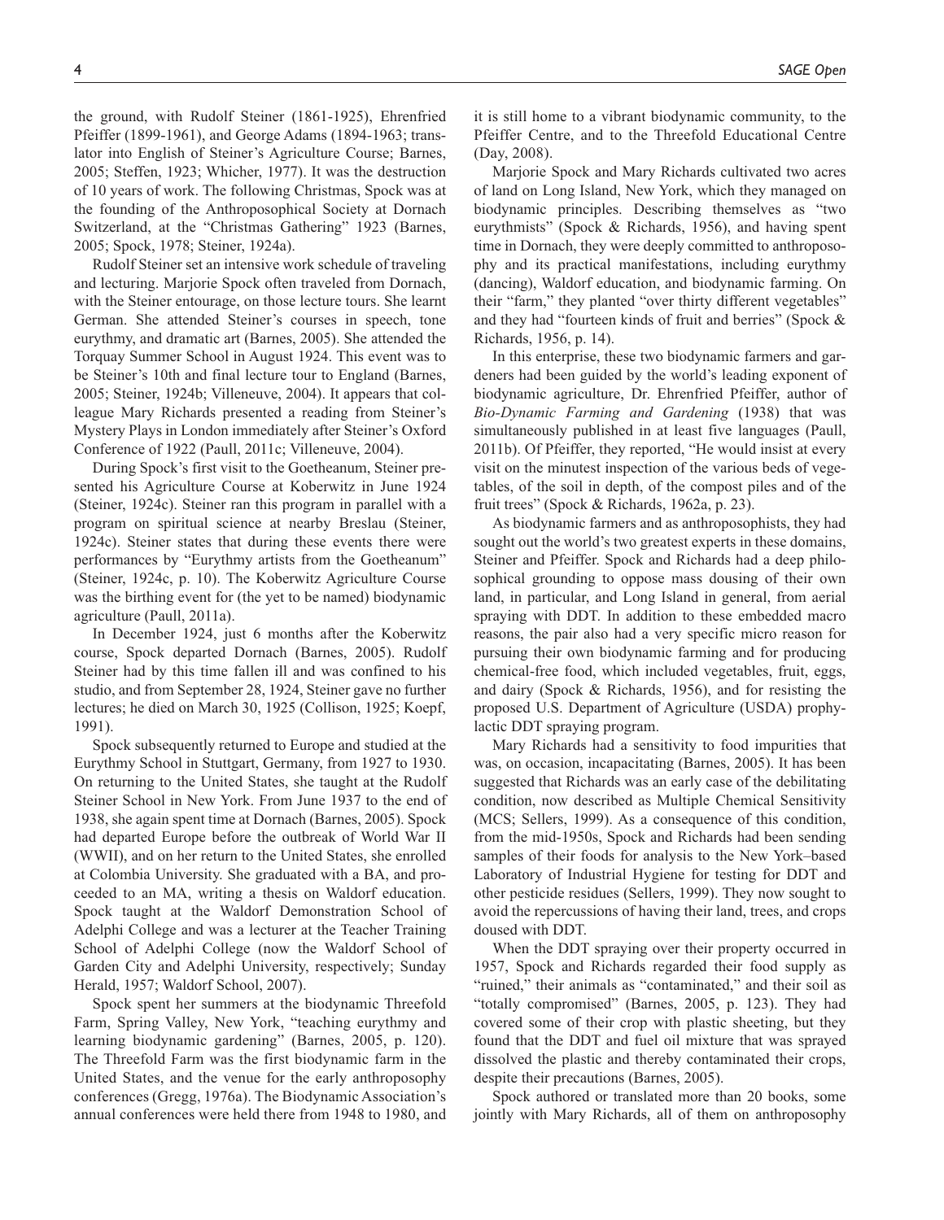the ground, with Rudolf Steiner (1861-1925), Ehrenfried Pfeiffer (1899-1961), and George Adams (1894-1963; translator into English of Steiner's Agriculture Course; Barnes, 2005; Steffen, 1923; Whicher, 1977). It was the destruction of 10 years of work. The following Christmas, Spock was at the founding of the Anthroposophical Society at Dornach Switzerland, at the "Christmas Gathering" 1923 (Barnes, 2005; Spock, 1978; Steiner, 1924a).

Rudolf Steiner set an intensive work schedule of traveling and lecturing. Marjorie Spock often traveled from Dornach, with the Steiner entourage, on those lecture tours. She learnt German. She attended Steiner's courses in speech, tone eurythmy, and dramatic art (Barnes, 2005). She attended the Torquay Summer School in August 1924. This event was to be Steiner's 10th and final lecture tour to England (Barnes, 2005; Steiner, 1924b; Villeneuve, 2004). It appears that colleague Mary Richards presented a reading from Steiner's Mystery Plays in London immediately after Steiner's Oxford Conference of 1922 (Paull, 2011c; Villeneuve, 2004).

During Spock's first visit to the Goetheanum, Steiner presented his Agriculture Course at Koberwitz in June 1924 (Steiner, 1924c). Steiner ran this program in parallel with a program on spiritual science at nearby Breslau (Steiner, 1924c). Steiner states that during these events there were performances by "Eurythmy artists from the Goetheanum" (Steiner, 1924c, p. 10). The Koberwitz Agriculture Course was the birthing event for (the yet to be named) biodynamic agriculture (Paull, 2011a).

In December 1924, just 6 months after the Koberwitz course, Spock departed Dornach (Barnes, 2005). Rudolf Steiner had by this time fallen ill and was confined to his studio, and from September 28, 1924, Steiner gave no further lectures; he died on March 30, 1925 (Collison, 1925; Koepf, 1991).

Spock subsequently returned to Europe and studied at the Eurythmy School in Stuttgart, Germany, from 1927 to 1930. On returning to the United States, she taught at the Rudolf Steiner School in New York. From June 1937 to the end of 1938, she again spent time at Dornach (Barnes, 2005). Spock had departed Europe before the outbreak of World War II (WWII), and on her return to the United States, she enrolled at Colombia University. She graduated with a BA, and proceeded to an MA, writing a thesis on Waldorf education. Spock taught at the Waldorf Demonstration School of Adelphi College and was a lecturer at the Teacher Training School of Adelphi College (now the Waldorf School of Garden City and Adelphi University, respectively; Sunday Herald, 1957; Waldorf School, 2007).

Spock spent her summers at the biodynamic Threefold Farm, Spring Valley, New York, "teaching eurythmy and learning biodynamic gardening" (Barnes, 2005, p. 120). The Threefold Farm was the first biodynamic farm in the United States, and the venue for the early anthroposophy conferences (Gregg, 1976a). The Biodynamic Association's annual conferences were held there from 1948 to 1980, and it is still home to a vibrant biodynamic community, to the Pfeiffer Centre, and to the Threefold Educational Centre (Day, 2008).

Marjorie Spock and Mary Richards cultivated two acres of land on Long Island, New York, which they managed on biodynamic principles. Describing themselves as "two eurythmists" (Spock & Richards, 1956), and having spent time in Dornach, they were deeply committed to anthroposophy and its practical manifestations, including eurythmy (dancing), Waldorf education, and biodynamic farming. On their "farm," they planted "over thirty different vegetables" and they had "fourteen kinds of fruit and berries" (Spock & Richards, 1956, p. 14).

In this enterprise, these two biodynamic farmers and gardeners had been guided by the world's leading exponent of biodynamic agriculture, Dr. Ehrenfried Pfeiffer, author of *Bio-Dynamic Farming and Gardening* (1938) that was simultaneously published in at least five languages (Paull, 2011b). Of Pfeiffer, they reported, "He would insist at every visit on the minutest inspection of the various beds of vegetables, of the soil in depth, of the compost piles and of the fruit trees" (Spock & Richards, 1962a, p. 23).

As biodynamic farmers and as anthroposophists, they had sought out the world's two greatest experts in these domains, Steiner and Pfeiffer. Spock and Richards had a deep philosophical grounding to oppose mass dousing of their own land, in particular, and Long Island in general, from aerial spraying with DDT. In addition to these embedded macro reasons, the pair also had a very specific micro reason for pursuing their own biodynamic farming and for producing chemical-free food, which included vegetables, fruit, eggs, and dairy (Spock & Richards, 1956), and for resisting the proposed U.S. Department of Agriculture (USDA) prophylactic DDT spraying program.

Mary Richards had a sensitivity to food impurities that was, on occasion, incapacitating (Barnes, 2005). It has been suggested that Richards was an early case of the debilitating condition, now described as Multiple Chemical Sensitivity (MCS; Sellers, 1999). As a consequence of this condition, from the mid-1950s, Spock and Richards had been sending samples of their foods for analysis to the New York–based Laboratory of Industrial Hygiene for testing for DDT and other pesticide residues (Sellers, 1999). They now sought to avoid the repercussions of having their land, trees, and crops doused with DDT.

When the DDT spraying over their property occurred in 1957, Spock and Richards regarded their food supply as "ruined," their animals as "contaminated," and their soil as "totally compromised" (Barnes, 2005, p. 123). They had covered some of their crop with plastic sheeting, but they found that the DDT and fuel oil mixture that was sprayed dissolved the plastic and thereby contaminated their crops, despite their precautions (Barnes, 2005).

Spock authored or translated more than 20 books, some jointly with Mary Richards, all of them on anthroposophy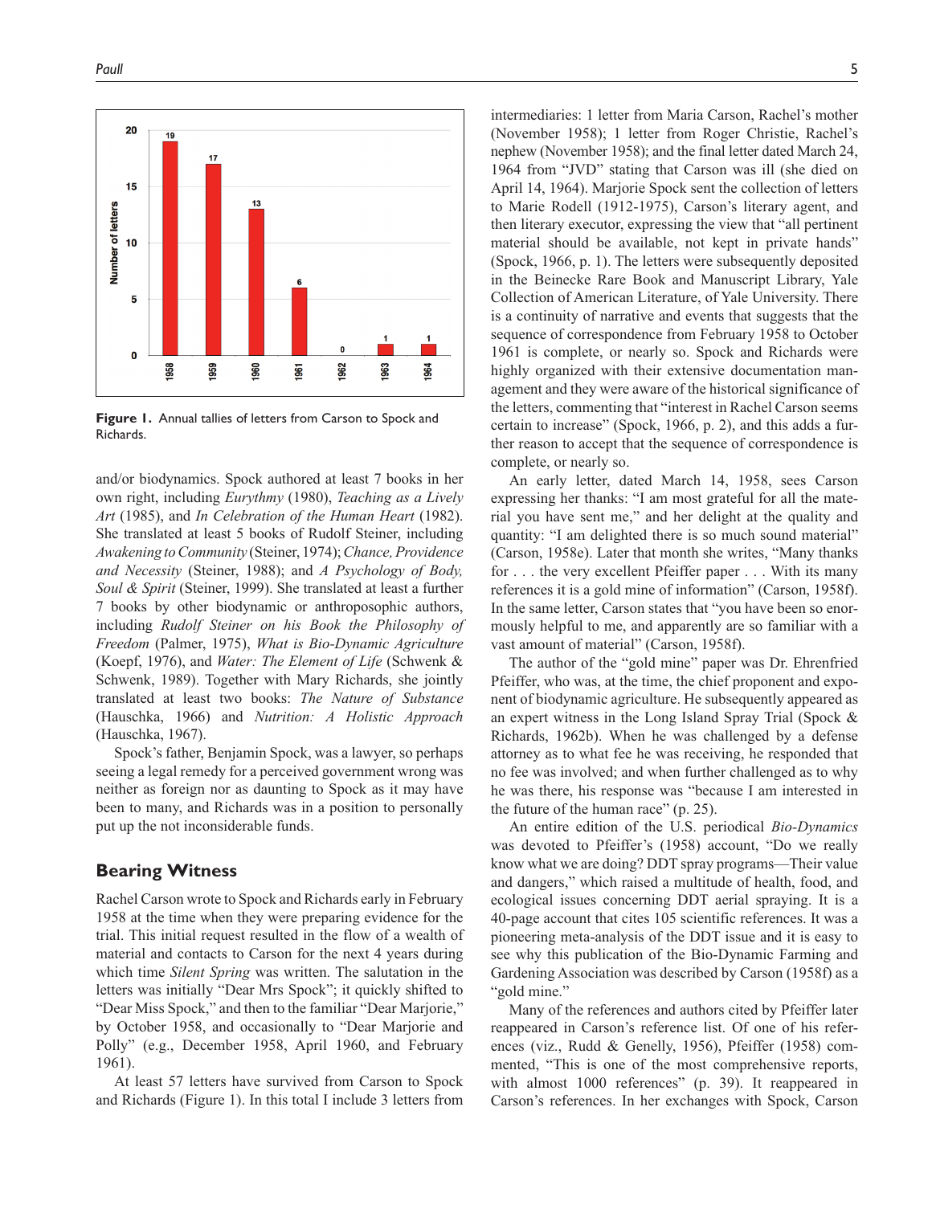Figure 1. Annual tallies of letters from Carson to Spock and Richards.

and/or biodynamics. Spock authored at least 7 books in her own right, including *Eurythmy* (1980), *Teaching as a Lively Art* (1985), and *In Celebration of the Human Heart* (1982). She translated at least 5 books of Rudolf Steiner, including *Awakening to Community* (Steiner, 1974); *Chance, Providence and Necessity* (Steiner, 1988); and *A Psychology of Body, Soul & Spirit* (Steiner, 1999). She translated at least a further 7 books by other biodynamic or anthroposophic authors, including *Rudolf Steiner on his Book the Philosophy of Freedom* (Palmer, 1975), *What is Bio-Dynamic Agriculture* (Koepf, 1976), and *Water: The Element of Life* (Schwenk & Schwenk, 1989). Together with Mary Richards, she jointly translated at least two books: *The Nature of Substance* (Hauschka, 1966) and *Nutrition: A Holistic Approach* (Hauschka, 1967).

Spock's father, Benjamin Spock, was a lawyer, so perhaps seeing a legal remedy for a perceived government wrong was neither as foreign nor as daunting to Spock as it may have been to many, and Richards was in a position to personally put up the not inconsiderable funds.

## Bearing Witness

Rachel Carson wrote to Spock and Richards early in February 1958 at the time when they were preparing evidence for the trial. This initial request resulted in the flow of a wealth of material and contacts to Carson for the next 4 years during which time *Silent Spring* was written. The salutation in the letters was initially "Dear Mrs Spock"; it quickly shifted to "Dear Miss Spock," and then to the familiar "Dear Marjorie," by October 1958, and occasionally to "Dear Marjorie and Polly" (e.g., December 1958, April 1960, and February 1961).

At least 57 letters have survived from Carson to Spock and Richards (Figure 1). In this total I include 3 letters from intermediaries: 1 letter from Maria Carson, Rachel's mother (November 1958); 1 letter from Roger Christie, Rachel's nephew (November 1958); and the final letter dated March 24, 1964 from "JVD" stating that Carson was ill (she died on April 14, 1964). Marjorie Spock sent the collection of letters to Marie Rodell (1912-1975), Carson's literary agent, and then literary executor, expressing the view that "all pertinent material should be available, not kept in private hands" (Spock, 1966, p. 1). The letters were subsequently deposited in the Beinecke Rare Book and Manuscript Library, Yale Collection of American Literature, of Yale University. There is a continuity of narrative and events that suggests that the sequence of correspondence from February 1958 to October 1961 is complete, or nearly so. Spock and Richards were highly organized with their extensive documentation management and they were aware of the historical significance of the letters, commenting that "interest in Rachel Carson seems certain to increase" (Spock, 1966, p. 2), and this adds a further reason to accept that the sequence of correspondence is complete, or nearly so.

An early letter, dated March 14, 1958, sees Carson expressing her thanks: "I am most grateful for all the material you have sent me," and her delight at the quality and quantity: "I am delighted there is so much sound material" (Carson, 1958e). Later that month she writes, "Many thanks for . . . the very excellent Pfeiffer paper . . . With its many references it is a gold mine of information" (Carson, 1958f). In the same letter, Carson states that "you have been so enormously helpful to me, and apparently are so familiar with a vast amount of material" (Carson, 1958f).

The author of the "gold mine" paper was Dr. Ehrenfried Pfeiffer, who was, at the time, the chief proponent and exponent of biodynamic agriculture. He subsequently appeared as an expert witness in the Long Island Spray Trial (Spock & Richards, 1962b). When he was challenged by a defense attorney as to what fee he was receiving, he responded that no fee was involved; and when further challenged as to why he was there, his response was "because I am interested in the future of the human race" (p. 25).

An entire edition of the U.S. periodical *Bio-Dynamics* was devoted to Pfeiffer's (1958) account, "Do we really know what we are doing? DDT spray programs—Their value and dangers," which raised a multitude of health, food, and ecological issues concerning DDT aerial spraying. It is a 40-page account that cites 105 scientific references. It was a pioneering meta-analysis of the DDT issue and it is easy to see why this publication of the Bio-Dynamic Farming and Gardening Association was described by Carson (1958f) as a "gold mine."

Many of the references and authors cited by Pfeiffer later reappeared in Carson's reference list. Of one of his references (viz., Rudd & Genelly, 1956), Pfeiffer (1958) commented, "This is one of the most comprehensive reports, with almost 1000 references" (p. 39). It reappeared in Carson's references. In her exchanges with Spock, Carson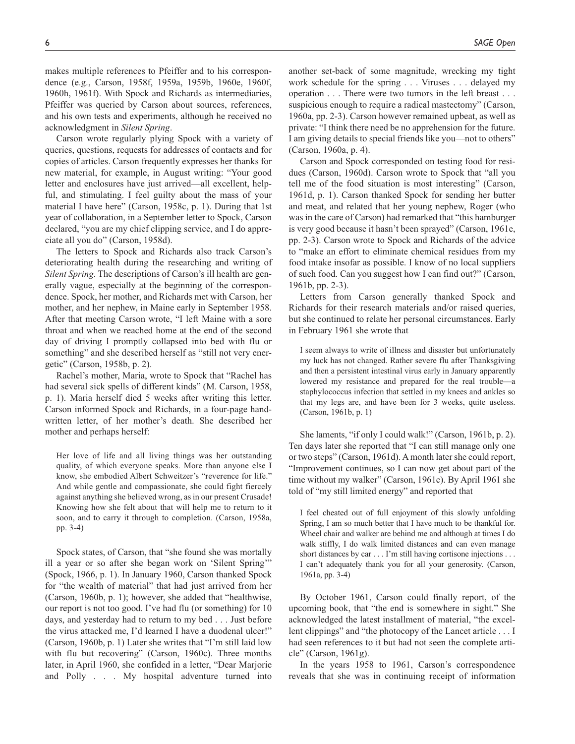makes multiple references to Pfeiffer and to his correspondence (e.g., Carson, 1958f, 1959a, 1959b, 1960e, 1960f, 1960h, 1961f). With Spock and Richards as intermediaries, Pfeiffer was queried by Carson about sources, references, and his own tests and experiments, although he received no acknowledgment in *Silent Spring*.

Carson wrote regularly plying Spock with a variety of queries, questions, requests for addresses of contacts and for copies of articles. Carson frequently expresses her thanks for new material, for example, in August writing: "Your good letter and enclosures have just arrived—all excellent, helpful, and stimulating. I feel guilty about the mass of your material I have here" (Carson, 1958c, p. 1). During that 1st year of collaboration, in a September letter to Spock, Carson declared, "you are my chief clipping service, and I do appreciate all you do" (Carson, 1958d).

The letters to Spock and Richards also track Carson's deteriorating health during the researching and writing of *Silent Spring*. The descriptions of Carson's ill health are generally vague, especially at the beginning of the correspondence. Spock, her mother, and Richards met with Carson, her mother, and her nephew, in Maine early in September 1958. After that meeting Carson wrote, "I left Maine with a sore throat and when we reached home at the end of the second day of driving I promptly collapsed into bed with flu or something" and she described herself as "still not very energetic" (Carson, 1958b, p. 2).

Rachel's mother, Maria, wrote to Spock that "Rachel has had several sick spells of different kinds" (M. Carson, 1958, p. 1). Maria herself died 5 weeks after writing this letter. Carson informed Spock and Richards, in a four-page handwritten letter, of her mother's death. She described her mother and perhaps herself:

> Her love of life and all living things was her outstanding quality, of which everyone speaks. More than anyone else I know, she embodied Albert Schweitzer's "reverence for life." And while gentle and compassionate, she could fight fiercely against anything she believed wrong, as in our present Crusade! Knowing how she felt about that will help me to return to it soon, and to carry it through to completion. (Carson, 1958a, pp. 3-4)

Spock states, of Carson, that "she found she was mortally ill a year or so after she began work on 'Silent Spring'" (Spock, 1966, p. 1). In January 1960, Carson thanked Spock for "the wealth of material" that had just arrived from her (Carson, 1960b, p. 1); however, she added that "healthwise, our report is not too good. I've had flu (or something) for 10 days, and yesterday had to return to my bed . . . Just before the virus attacked me, I'd learned I have a duodenal ulcer!" (Carson, 1960b, p. 1) Later she writes that "I'm still laid low with flu but recovering" (Carson, 1960c). Three months later, in April 1960, she confided in a letter, "Dear Marjorie and Polly . . . My hospital adventure turned into another set-back of some magnitude, wrecking my tight work schedule for the spring . . . Viruses . . . delayed my operation . . . There were two tumors in the left breast . . . suspicious enough to require a radical mastectomy" (Carson, 1960a, pp. 2-3). Carson however remained upbeat, as well as private: "I think there need be no apprehension for the future. I am giving details to special friends like you—not to others" (Carson, 1960a, p. 4).

Carson and Spock corresponded on testing food for residues (Carson, 1960d). Carson wrote to Spock that "all you tell me of the food situation is most interesting" (Carson, 1961d, p. 1). Carson thanked Spock for sending her butter and meat, and related that her young nephew, Roger (who was in the care of Carson) had remarked that "this hamburger is very good because it hasn't been sprayed" (Carson, 1961e, pp. 2-3). Carson wrote to Spock and Richards of the advice to "make an effort to eliminate chemical residues from my food intake insofar as possible. I know of no local suppliers of such food. Can you suggest how I can find out?" (Carson, 1961b, pp. 2-3).

Letters from Carson generally thanked Spock and Richards for their research materials and/or raised queries, but she continued to relate her personal circumstances. Early in February 1961 she wrote that

> I seem always to write of illness and disaster but unfortunately my luck has not changed. Rather severe flu after Thanksgiving and then a persistent intestinal virus early in January apparently lowered my resistance and prepared for the real trouble—a staphylococcus infection that settled in my knees and ankles so that my legs are, and have been for 3 weeks, quite useless. (Carson, 1961b, p. 1)

She laments, "if only I could walk!" (Carson, 1961b, p. 2). Ten days later she reported that "I can still manage only one or two steps" (Carson, 1961d). A month later she could report, "Improvement continues, so I can now get about part of the time without my walker" (Carson, 1961c). By April 1961 she told of "my still limited energy" and reported that

> I feel cheated out of full enjoyment of this slowly unfolding Spring, I am so much better that I have much to be thankful for. Wheel chair and walker are behind me and although at times I do walk stiffly, I do walk limited distances and can even manage short distances by car . . . I'm still having cortisone injections . . . I can't adequately thank you for all your generosity. (Carson, 1961a, pp. 3-4)

By October 1961, Carson could finally report, of the upcoming book, that "the end is somewhere in sight." She acknowledged the latest installment of material, "the excellent clippings" and "the photocopy of the Lancet article . . . I had seen references to it but had not seen the complete article" (Carson, 1961g).

In the years 1958 to 1961, Carson's correspondence reveals that she was in continuing receipt of information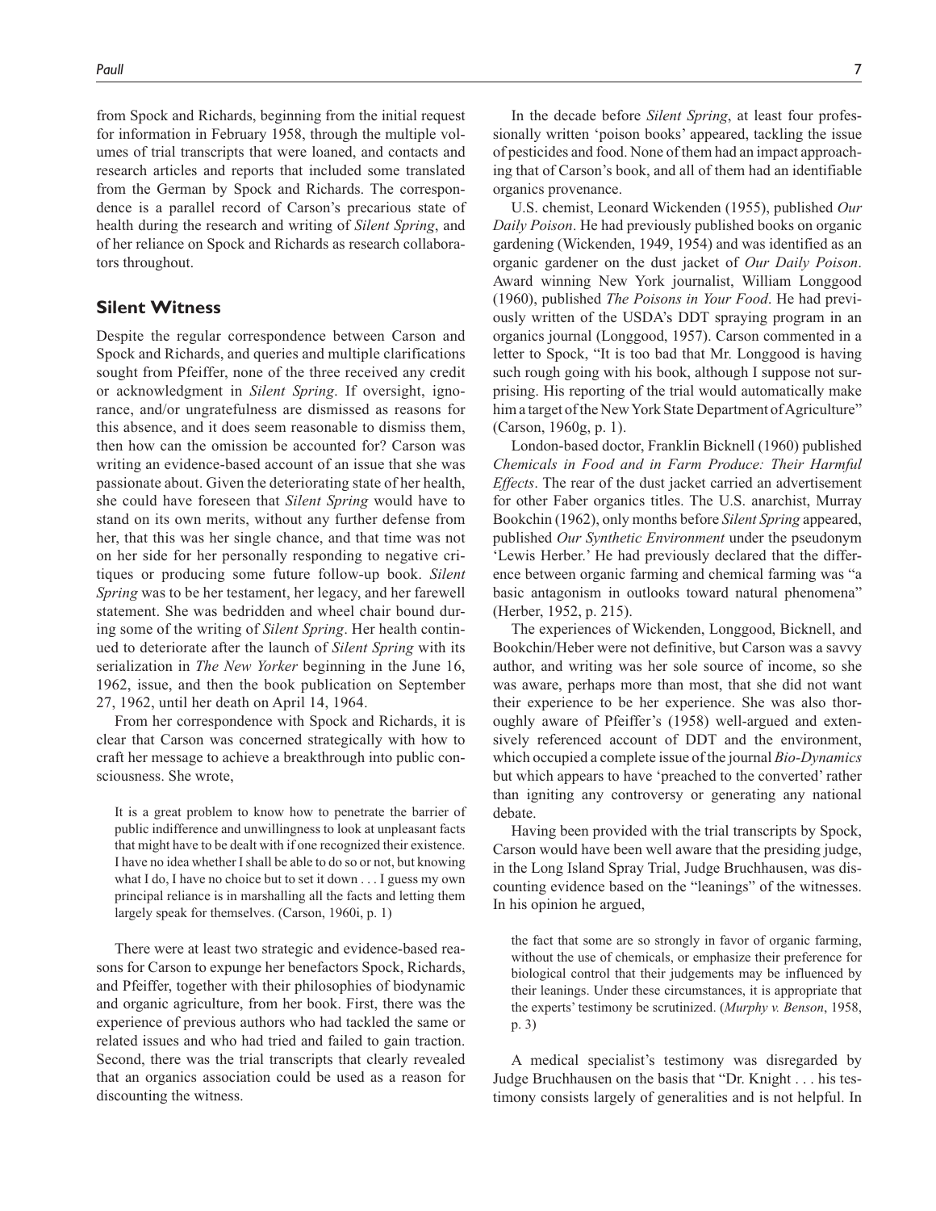from Spock and Richards, beginning from the initial request for information in February 1958, through the multiple volumes of trial transcripts that were loaned, and contacts and research articles and reports that included some translated from the German by Spock and Richards. The correspondence is a parallel record of Carson's precarious state of health during the research and writing of *Silent Spring*, and of her reliance on Spock and Richards as research collaborators throughout.

## Silent Witness

Despite the regular correspondence between Carson and Spock and Richards, and queries and multiple clarifications sought from Pfeiffer, none of the three received any credit or acknowledgment in *Silent Spring*. If oversight, ignorance, and/or ungratefulness are dismissed as reasons for this absence, and it does seem reasonable to dismiss them, then how can the omission be accounted for? Carson was writing an evidence-based account of an issue that she was passionate about. Given the deteriorating state of her health, she could have foreseen that *Silent Spring* would have to stand on its own merits, without any further defense from her, that this was her single chance, and that time was not on her side for her personally responding to negative critiques or producing some future follow-up book. *Silent Spring* was to be her testament, her legacy, and her farewell statement. She was bedridden and wheel chair bound during some of the writing of *Silent Spring*. Her health continued to deteriorate after the launch of *Silent Spring* with its serialization in *The New Yorker* beginning in the June 16, 1962, issue, and then the book publication on September 27, 1962, until her death on April 14, 1964.

From her correspondence with Spock and Richards, it is clear that Carson was concerned strategically with how to craft her message to achieve a breakthrough into public consciousness. She wrote,

> It is a great problem to know how to penetrate the barrier of public indifference and unwillingness to look at unpleasant facts that might have to be dealt with if one recognized their existence. I have no idea whether I shall be able to do so or not, but knowing what I do, I have no choice but to set it down . . . I guess my own principal reliance is in marshalling all the facts and letting them largely speak for themselves. (Carson, 1960i, p. 1)

There were at least two strategic and evidence-based reasons for Carson to expunge her benefactors Spock, Richards, and Pfeiffer, together with their philosophies of biodynamic and organic agriculture, from her book. First, there was the experience of previous authors who had tackled the same or related issues and who had tried and failed to gain traction. Second, there was the trial transcripts that clearly revealed that an organics association could be used as a reason for discounting the witness.

In the decade before *Silent Spring*, at least four professionally written 'poison books' appeared, tackling the issue of pesticides and food. None of them had an impact approaching that of Carson's book, and all of them had an identifiable organics provenance.

U.S. chemist, Leonard Wickenden (1955), published *Our Daily Poison*. He had previously published books on organic gardening (Wickenden, 1949, 1954) and was identified as an organic gardener on the dust jacket of *Our Daily Poison*. Award winning New York journalist, William Longgood (1960), published *The Poisons in Your Food*. He had previously written of the USDA's DDT spraying program in an organics journal (Longgood, 1957). Carson commented in a letter to Spock, "It is too bad that Mr. Longgood is having such rough going with his book, although I suppose not surprising. His reporting of the trial would automatically make him a target of the New York State Department of Agriculture" (Carson, 1960g, p. 1).

London-based doctor, Franklin Bicknell (1960) published *Chemicals in Food and in Farm Produce: Their Harmful Effects*. The rear of the dust jacket carried an advertisement for other Faber organics titles. The U.S. anarchist, Murray Bookchin (1962), only months before *Silent Spring* appeared, published *Our Synthetic Environment* under the pseudonym 'Lewis Herber.' He had previously declared that the difference between organic farming and chemical farming was "a basic antagonism in outlooks toward natural phenomena" (Herber, 1952, p. 215).

The experiences of Wickenden, Longgood, Bicknell, and Bookchin/Heber were not definitive, but Carson was a savvy author, and writing was her sole source of income, so she was aware, perhaps more than most, that she did not want their experience to be her experience. She was also thoroughly aware of Pfeiffer's (1958) well-argued and extensively referenced account of DDT and the environment, which occupied a complete issue of the journal *Bio-Dynamics* but which appears to have 'preached to the converted' rather than igniting any controversy or generating any national debate.

Having been provided with the trial transcripts by Spock, Carson would have been well aware that the presiding judge, in the Long Island Spray Trial, Judge Bruchhausen, was discounting evidence based on the "leanings" of the witnesses. In his opinion he argued,

> the fact that some are so strongly in favor of organic farming, without the use of chemicals, or emphasize their preference for biological control that their judgements may be influenced by their leanings. Under these circumstances, it is appropriate that the experts' testimony be scrutinized. (*Murphy v. Benson*, 1958, p. 3)

A medical specialist's testimony was disregarded by Judge Bruchhausen on the basis that "Dr. Knight . . . his testimony consists largely of generalities and is not helpful. In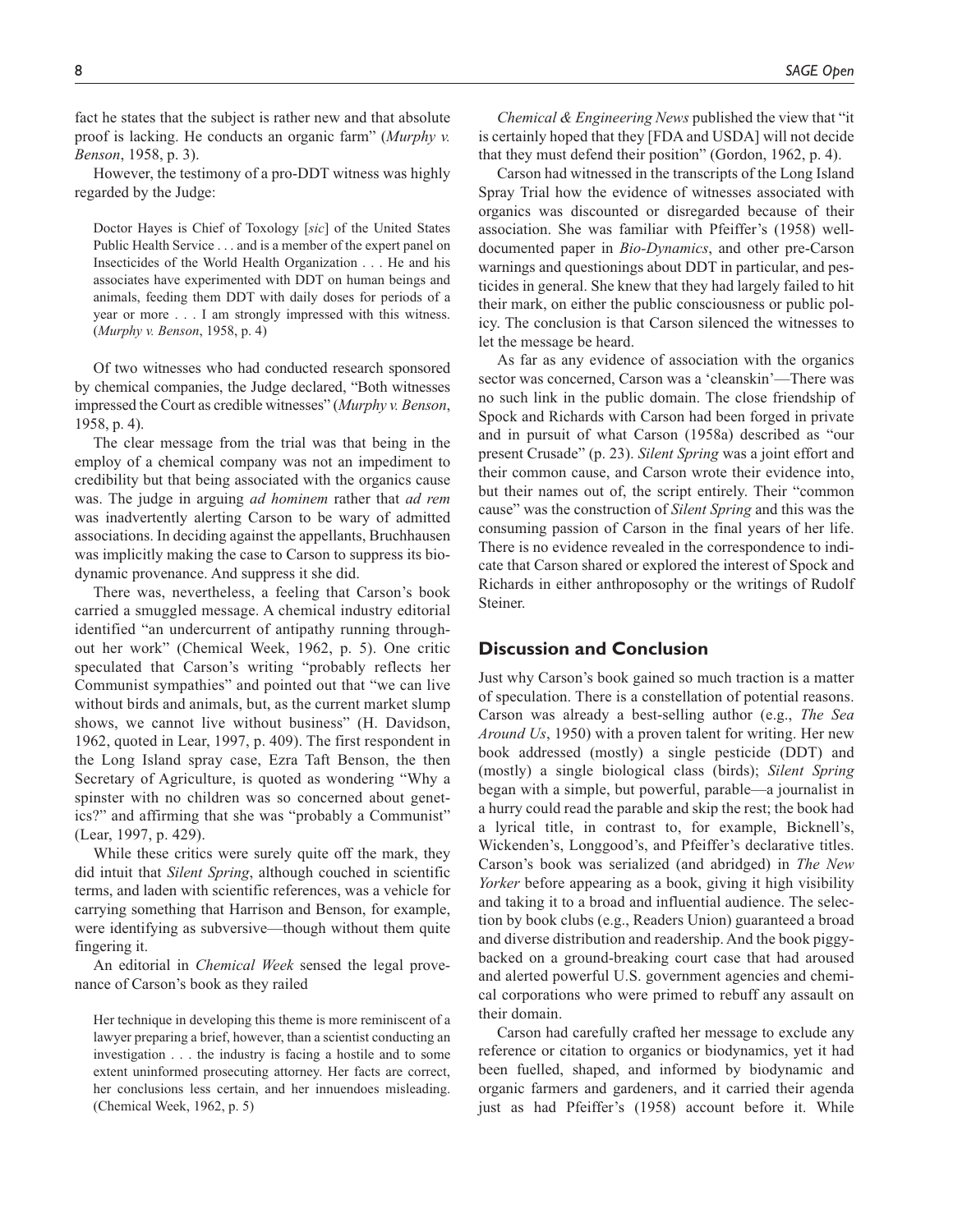fact he states that the subject is rather new and that absolute proof is lacking. He conducts an organic farm" (*Murphy v. Benson*, 1958, p. 3).

However, the testimony of a pro-DDT witness was highly regarded by the Judge:

> Doctor Hayes is Chief of Toxology [*sic*] of the United States Public Health Service . . . and is a member of the expert panel on Insecticides of the World Health Organization . . . He and his associates have experimented with DDT on human beings and animals, feeding them DDT with daily doses for periods of a year or more . . . I am strongly impressed with this witness. (*Murphy v. Benson*, 1958, p. 4)

Of two witnesses who had conducted research sponsored by chemical companies, the Judge declared, "Both witnesses impressed the Court as credible witnesses" (*Murphy v. Benson*, 1958, p. 4).

The clear message from the trial was that being in the employ of a chemical company was not an impediment to credibility but that being associated with the organics cause was. The judge in arguing *ad hominem* rather that *ad rem* was inadvertently alerting Carson to be wary of admitted associations. In deciding against the appellants, Bruchhausen was implicitly making the case to Carson to suppress its biodynamic provenance. And suppress it she did.

There was, nevertheless, a feeling that Carson's book carried a smuggled message. A chemical industry editorial identified "an undercurrent of antipathy running throughout her work" (Chemical Week, 1962, p. 5). One critic speculated that Carson's writing "probably reflects her Communist sympathies" and pointed out that "we can live without birds and animals, but, as the current market slump shows, we cannot live without business" (H. Davidson, 1962, quoted in Lear, 1997, p. 409). The first respondent in the Long Island spray case, Ezra Taft Benson, the then Secretary of Agriculture, is quoted as wondering "Why a spinster with no children was so concerned about genetics?" and affirming that she was "probably a Communist" (Lear, 1997, p. 429).

While these critics were surely quite off the mark, they did intuit that *Silent Spring*, although couched in scientific terms, and laden with scientific references, was a vehicle for carrying something that Harrison and Benson, for example, were identifying as subversive—though without them quite fingering it.

An editorial in *Chemical Week* sensed the legal provenance of Carson's book as they railed

> Her technique in developing this theme is more reminiscent of a lawyer preparing a brief, however, than a scientist conducting an investigation . . . the industry is facing a hostile and to some extent uninformed prosecuting attorney. Her facts are correct, her conclusions less certain, and her innuendoes misleading. (Chemical Week, 1962, p. 5)

*Chemical & Engineering News* published the view that "it is certainly hoped that they [FDA and USDA] will not decide that they must defend their position" (Gordon, 1962, p. 4).

Carson had witnessed in the transcripts of the Long Island Spray Trial how the evidence of witnesses associated with organics was discounted or disregarded because of their association. She was familiar with Pfeiffer's (1958) well-documented paper in *Bio-Dynamics*, and other pre-Carson warnings and questionings about DDT in particular, and pesticides in general. She knew that they had largely failed to hit their mark, on either the public consciousness or public policy. The conclusion is that Carson silenced the witnesses to let the message be heard.

As far as any evidence of association with the organics sector was concerned, Carson was a 'cleanskin'—There was no such link in the public domain. The close friendship of Spock and Richards with Carson had been forged in private and in pursuit of what Carson (1958a) described as "our present Crusade" (p. 23). *Silent Spring* was a joint effort and their common cause, and Carson wrote their evidence into, but their names out of, the script entirely. Their "common cause" was the construction of *Silent Spring* and this was the consuming passion of Carson in the final years of her life. There is no evidence revealed in the correspondence to indicate that Carson shared or explored the interest of Spock and Richards in either anthroposophy or the writings of Rudolf Steiner.

## Discussion and Conclusion

Just why Carson's book gained so much traction is a matter of speculation. There is a constellation of potential reasons. Carson was already a best-selling author (e.g., *The Sea Around Us*, 1950) with a proven talent for writing. Her new book addressed (mostly) a single pesticide (DDT) and (mostly) a single biological class (birds); *Silent Spring* began with a simple, but powerful, parable—a journalist in a hurry could read the parable and skip the rest; the book had a lyrical title, in contrast to, for example, Bicknell's, Wickenden's, Longgood's, and Pfeiffer's declarative titles. Carson's book was serialized (and abridged) in *The New Yorker* before appearing as a book, giving it high visibility and taking it to a broad and influential audience. The selection by book clubs (e.g., Readers Union) guaranteed a broad and diverse distribution and readership. And the book piggybacked on a ground-breaking court case that had aroused and alerted powerful U.S. government agencies and chemical corporations who were primed to rebuff any assault on their domain.

Carson had carefully crafted her message to exclude any reference or citation to organics or biodynamics, yet it had been fuelled, shaped, and informed by biodynamic and organic farmers and gardeners, and it carried their agenda just as had Pfeiffer's (1958) account before it. While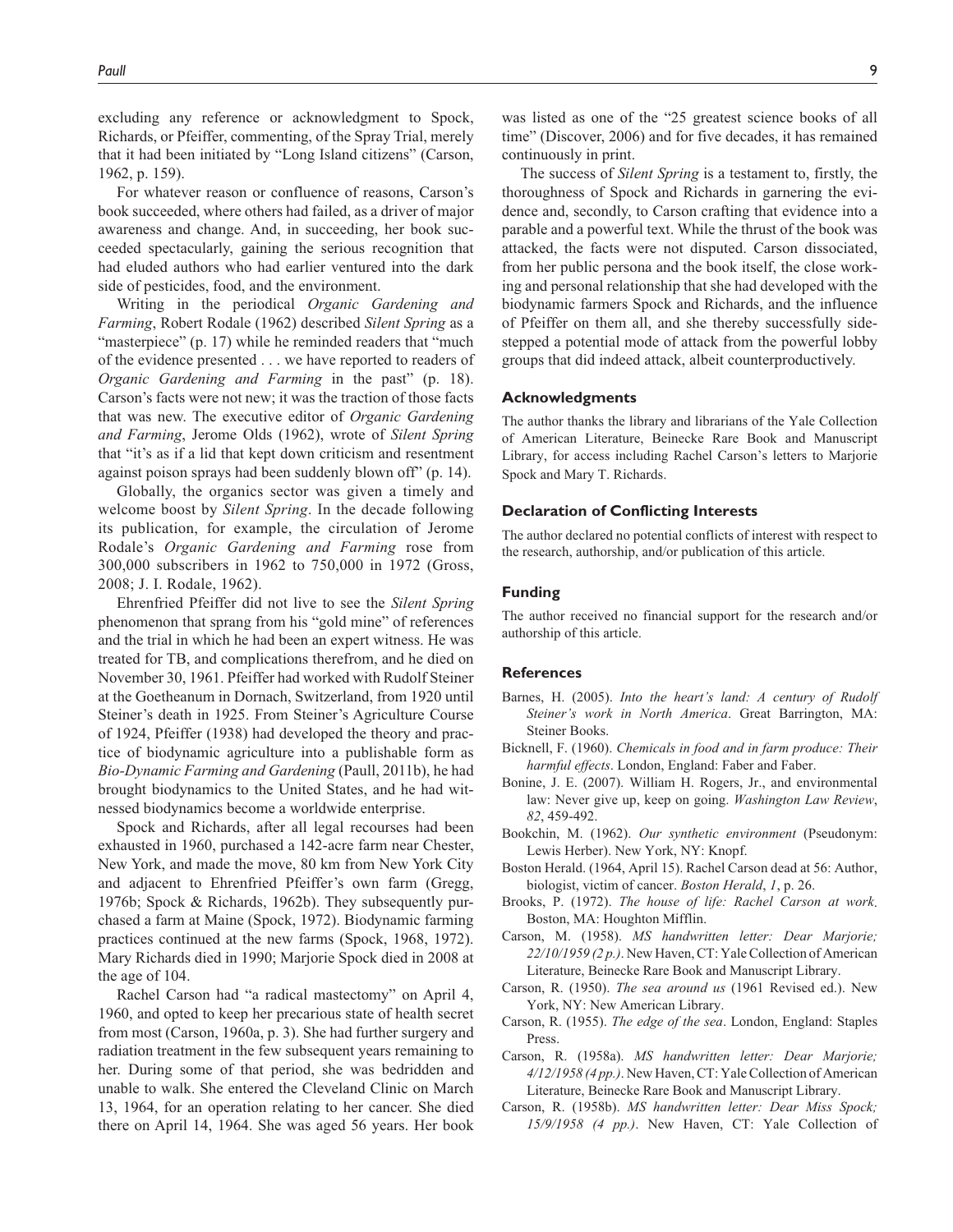excluding any reference or acknowledgment to Spock, Richards, or Pfeiffer, commenting, of the Spray Trial, merely that it had been initiated by "Long Island citizens" (Carson, 1962, p. 159).

For whatever reason or confluence of reasons, Carson's book succeeded, where others had failed, as a driver of major awareness and change. And, in succeeding, her book succeeded spectacularly, gaining the serious recognition that had eluded authors who had earlier ventured into the dark side of pesticides, food, and the environment.

Writing in the periodical *Organic Gardening and Farming*, Robert Rodale (1962) described *Silent Spring* as a "masterpiece" (p. 17) while he reminded readers that "much of the evidence presented . . . we have reported to readers of *Organic Gardening and Farming* in the past" (p. 18). Carson's facts were not new; it was the traction of those facts that was new. The executive editor of *Organic Gardening and Farming*, Jerome Olds (1962), wrote of *Silent Spring* that "it's as if a lid that kept down criticism and resentment against poison sprays had been suddenly blown off" (p. 14).

Globally, the organics sector was given a timely and welcome boost by *Silent Spring*. In the decade following its publication, for example, the circulation of Jerome Rodale's *Organic Gardening and Farming* rose from 300,000 subscribers in 1962 to 750,000 in 1972 (Gross, 2008; J. I. Rodale, 1962).

Ehrenfried Pfeiffer did not live to see the *Silent Spring* phenomenon that sprang from his "gold mine" of references and the trial in which he had been an expert witness. He was treated for TB, and complications therefrom, and he died on November 30, 1961. Pfeiffer had worked with Rudolf Steiner at the Goetheanum in Dornach, Switzerland, from 1920 until Steiner's death in 1925. From Steiner's Agriculture Course of 1924, Pfeiffer (1938) had developed the theory and practice of biodynamic agriculture into a publishable form as *Bio-Dynamic Farming and Gardening* (Paull, 2011b), he had brought biodynamics to the United States, and he had witnessed biodynamics become a worldwide enterprise.

Spock and Richards, after all legal recourses had been exhausted in 1960, purchased a 142-acre farm near Chester, New York, and made the move, 80 km from New York City and adjacent to Ehrenfried Pfeiffer's own farm (Gregg, 1976b; Spock & Richards, 1962b). They subsequently purchased a farm at Maine (Spock, 1972). Biodynamic farming practices continued at the new farms (Spock, 1968, 1972). Mary Richards died in 1990; Marjorie Spock died in 2008 at the age of 104.

Rachel Carson had "a radical mastectomy" on April 4, 1960, and opted to keep her precarious state of health secret from most (Carson, 1960a, p. 3). She had further surgery and radiation treatment in the few subsequent years remaining to her. During some of that period, she was bedridden and unable to walk. She entered the Cleveland Clinic on March 13, 1964, for an operation relating to her cancer. She died there on April 14, 1964. She was aged 56 years. Her book was listed as one of the "25 greatest science books of all time" (Discover, 2006) and for five decades, it has remained continuously in print.

The success of *Silent Spring* is a testament to, firstly, the thoroughness of Spock and Richards in garnering the evidence and, secondly, to Carson crafting that evidence into a parable and a powerful text. While the thrust of the book was attacked, the facts were not disputed. Carson dissociated, from her public persona and the book itself, the close working and personal relationship that she had developed with the biodynamic farmers Spock and Richards, and the influence of Pfeiffer on them all, and she thereby successfully sidestepped a potential mode of attack from the powerful lobby groups that did indeed attack, albeit counterproductively.

## Acknowledgments

The author thanks the library and librarians of the Yale Collection of American Literature, Beinecke Rare Book and Manuscript Library, for access including Rachel Carson's letters to Marjorie Spock and Mary T. Richards.

## Declaration of Conflicting Interests

The author declared no potential conflicts of interest with respect to the research, authorship, and/or publication of this article.

## Funding

The author received no financial support for the research and/or authorship of this article.

## References

Barnes, H. (2005). *Into the heart's land: A century of Rudolf Steiner's work in North America*. Great Barrington, MA: Steiner Books.

Bicknell, F. (1960). *Chemicals in food and in farm produce: Their harmful effects*. London, England: Faber and Faber.

Bonine, J. E. (2007). William H. Rogers, Jr., and environmental law: Never give up, keep on going. *Washington Law Review*, *82*, 459-492.

Bookchin, M. (1962). *Our synthetic environment* (Pseudonym: Lewis Herber). New York, NY: Knopf.

Boston Herald. (1964, April 15). Rachel Carson dead at 56: Author, biologist, victim of cancer. *Boston Herald*, *1*, p. 26.

Brooks, P. (1972). *The house of life: Rachel Carson at work*. Boston, MA: Houghton Mifflin.

Carson, M. (1958). *MS handwritten letter: Dear Marjorie; 22/10/1959 (2 p.)*. New Haven, CT: Yale Collection of American Literature, Beinecke Rare Book and Manuscript Library.

Carson, R. (1950). *The sea around us* (1961 Revised ed.). New York, NY: New American Library.

Carson, R. (1955). *The edge of the sea*. London, England: Staples Press.

Carson, R. (1958a). *MS handwritten letter: Dear Marjorie; 4/12/1958 (4 pp.)*. New Haven, CT: Yale Collection of American Literature, Beinecke Rare Book and Manuscript Library.

Carson, R. (1958b). *MS handwritten letter: Dear Miss Spock; 15/9/1958 (4 pp.)*. New Haven, CT: Yale Collection of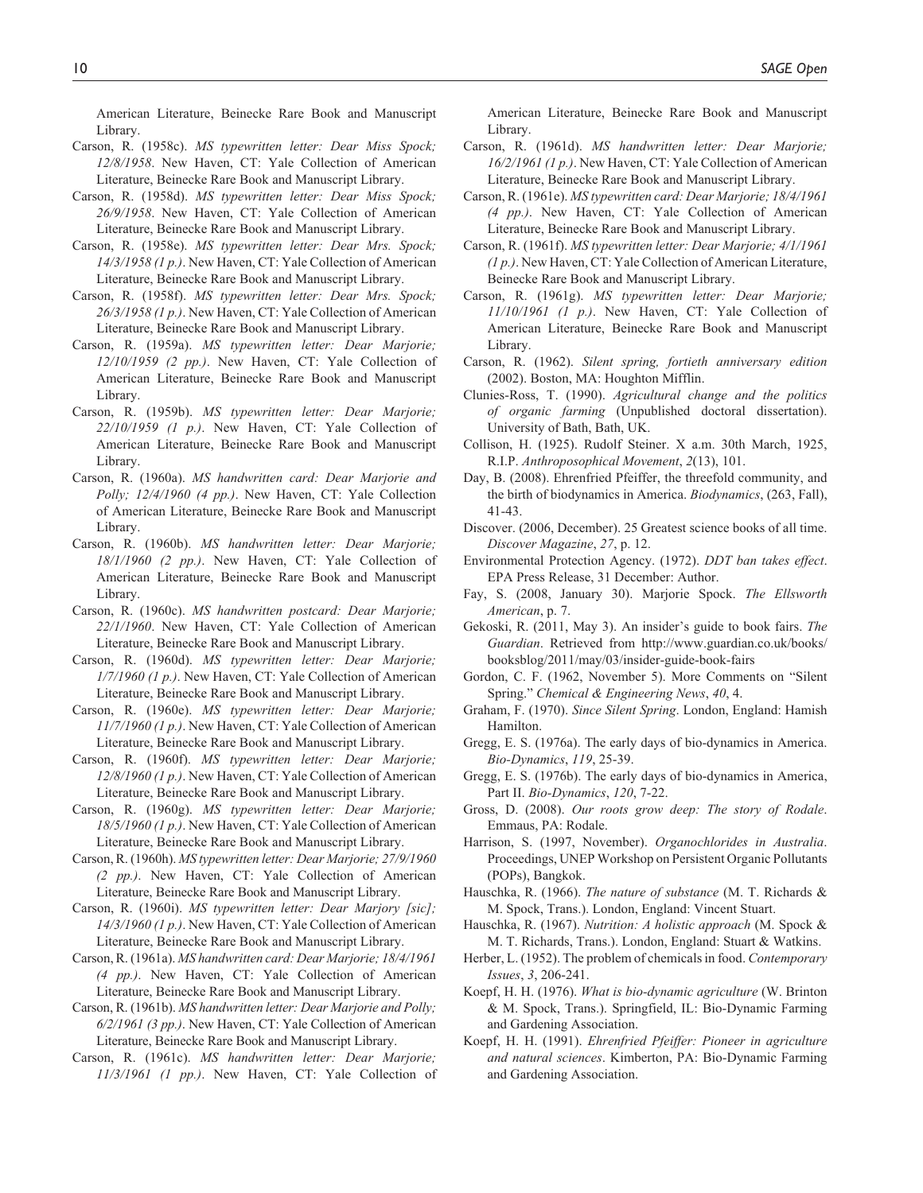American Literature, Beinecke Rare Book and Manuscript Library.

Carson, R. (1958c). *MS typewritten letter: Dear Miss Spock; 12/8/1958*. New Haven, CT: Yale Collection of American Literature, Beinecke Rare Book and Manuscript Library.

Carson, R. (1958d). *MS typewritten letter: Dear Miss Spock; 26/9/1958*. New Haven, CT: Yale Collection of American Literature, Beinecke Rare Book and Manuscript Library.

Carson, R. (1958e). *MS typewritten letter: Dear Mrs. Spock; 14/3/1958 (1 p.)*. New Haven, CT: Yale Collection of American Literature, Beinecke Rare Book and Manuscript Library.

Carson, R. (1958f). *MS typewritten letter: Dear Mrs. Spock; 26/3/1958 (1 p.)*. New Haven, CT: Yale Collection of American Literature, Beinecke Rare Book and Manuscript Library.

Carson, R. (1959a). *MS typewritten letter: Dear Marjorie; 12/10/1959 (2 pp.)*. New Haven, CT: Yale Collection of American Literature, Beinecke Rare Book and Manuscript Library.

Carson, R. (1959b). *MS typewritten letter: Dear Marjorie; 22/10/1959 (1 p.)*. New Haven, CT: Yale Collection of American Literature, Beinecke Rare Book and Manuscript Library.

Carson, R. (1960a). *MS handwritten card: Dear Marjorie and Polly; 12/4/1960 (4 pp.)*. New Haven, CT: Yale Collection of American Literature, Beinecke Rare Book and Manuscript Library.

Carson, R. (1960b). *MS handwritten letter: Dear Marjorie; 18/1/1960 (2 pp.)*. New Haven, CT: Yale Collection of American Literature, Beinecke Rare Book and Manuscript Library.

Carson, R. (1960c). *MS handwritten postcard: Dear Marjorie; 22/1/1960*. New Haven, CT: Yale Collection of American Literature, Beinecke Rare Book and Manuscript Library.

Carson, R. (1960d). *MS typewritten letter: Dear Marjorie; 1/7/1960 (1 p.)*. New Haven, CT: Yale Collection of American Literature, Beinecke Rare Book and Manuscript Library.

Carson, R. (1960e). *MS typewritten letter: Dear Marjorie; 11/7/1960 (1 p.)*. New Haven, CT: Yale Collection of American Literature, Beinecke Rare Book and Manuscript Library.

Carson, R. (1960f). *MS typewritten letter: Dear Marjorie; 12/8/1960 (1 p.)*. New Haven, CT: Yale Collection of American Literature, Beinecke Rare Book and Manuscript Library.

Carson, R. (1960g). *MS typewritten letter: Dear Marjorie; 18/5/1960 (1 p.)*. New Haven, CT: Yale Collection of American Literature, Beinecke Rare Book and Manuscript Library.

Carson, R. (1960h). *MS typewritten letter: Dear Marjorie; 27/9/1960 (2 pp.)*. New Haven, CT: Yale Collection of American Literature, Beinecke Rare Book and Manuscript Library.

Carson, R. (1960i). *MS typewritten letter: Dear Marjory [sic]; 14/3/1960 (1 p.)*. New Haven, CT: Yale Collection of American Literature, Beinecke Rare Book and Manuscript Library.

Carson, R. (1961a). *MS handwritten card: Dear Marjorie; 18/4/1961 (4 pp.)*. New Haven, CT: Yale Collection of American Literature, Beinecke Rare Book and Manuscript Library.

Carson, R. (1961b). *MS handwritten letter: Dear Marjorie and Polly; 6/2/1961 (3 pp.)*. New Haven, CT: Yale Collection of American Literature, Beinecke Rare Book and Manuscript Library.

Carson, R. (1961c). *MS handwritten letter: Dear Marjorie; 11/3/1961 (1 pp.)*. New Haven, CT: Yale Collection of American Literature, Beinecke Rare Book and Manuscript Library.

Carson, R. (1961d). *MS handwritten letter: Dear Marjorie; 16/2/1961 (1 p.)*. New Haven, CT: Yale Collection of American Literature, Beinecke Rare Book and Manuscript Library.

Carson, R. (1961e). *MS typewritten card: Dear Marjorie; 18/4/1961 (4 pp.)*. New Haven, CT: Yale Collection of American Literature, Beinecke Rare Book and Manuscript Library.

Carson, R. (1961f). *MS typewritten letter: Dear Marjorie; 4/1/1961 (1 p.)*. New Haven, CT: Yale Collection of American Literature, Beinecke Rare Book and Manuscript Library.

Carson, R. (1961g). *MS typewritten letter: Dear Marjorie; 11/10/1961 (1 p.)*. New Haven, CT: Yale Collection of American Literature, Beinecke Rare Book and Manuscript Library.

Carson, R. (1962). *Silent spring, fortieth anniversary edition* (2002). Boston, MA: Houghton Mifflin.

Clunies-Ross, T. (1990). *Agricultural change and the politics of organic farming* (Unpublished doctoral dissertation). University of Bath, Bath, UK.

Collison, H. (1925). Rudolf Steiner. X a.m. 30th March, 1925, R.I.P. *Anthroposophical Movement*, *2*(13), 101.

Day, B. (2008). Ehrenfried Pfeiffer, the threefold community, and the birth of biodynamics in America. *Biodynamics*, (263, Fall), 41-43.

Discover. (2006, December). 25 Greatest science books of all time. *Discover Magazine*, *27*, p. 12.

Environmental Protection Agency. (1972). *DDT ban takes effect*. EPA Press Release, 31 December: Author.

Fay, S. (2008, January 30). Marjorie Spock. *The Ellsworth American*, p. 7.

Gekoski, R. (2011, May 3). An insider's guide to book fairs. *The Guardian*. Retrieved from http://www.guardian.co.uk/books/booksblog/2011/may/03/insider-guide-book-fairs

Gordon, C. F. (1962, November 5). More Comments on "Silent Spring." *Chemical & Engineering News*, *40*, 4.

Graham, F. (1970). *Since Silent Spring*. London, England: Hamish Hamilton.

Gregg, E. S. (1976a). The early days of bio-dynamics in America. *Bio-Dynamics*, *119*, 25-39.

Gregg, E. S. (1976b). The early days of bio-dynamics in America, Part II. *Bio-Dynamics*, *120*, 7-22.

Gross, D. (2008). *Our roots grow deep: The story of Rodale*. Emmaus, PA: Rodale.

Harrison, S. (1997, November). *Organochlorides in Australia*. Proceedings, UNEP Workshop on Persistent Organic Pollutants (POPs), Bangkok.

Hauschka, R. (1966). *The nature of substance* (M. T. Richards & M. Spock, Trans.). London, England: Vincent Stuart.

Hauschka, R. (1967). *Nutrition: A holistic approach* (M. Spock & M. T. Richards, Trans.). London, England: Stuart & Watkins.

Herber, L. (1952). The problem of chemicals in food. *Contemporary Issues*, *3*, 206-241.

Koepf, H. H. (1976). *What is bio-dynamic agriculture* (W. Brinton & M. Spock, Trans.). Springfield, IL: Bio-Dynamic Farming and Gardening Association.

Koepf, H. H. (1991). *Ehrenfried Pfeiffer: Pioneer in agriculture and natural sciences*. Kimberton, PA: Bio-Dynamic Farming and Gardening Association.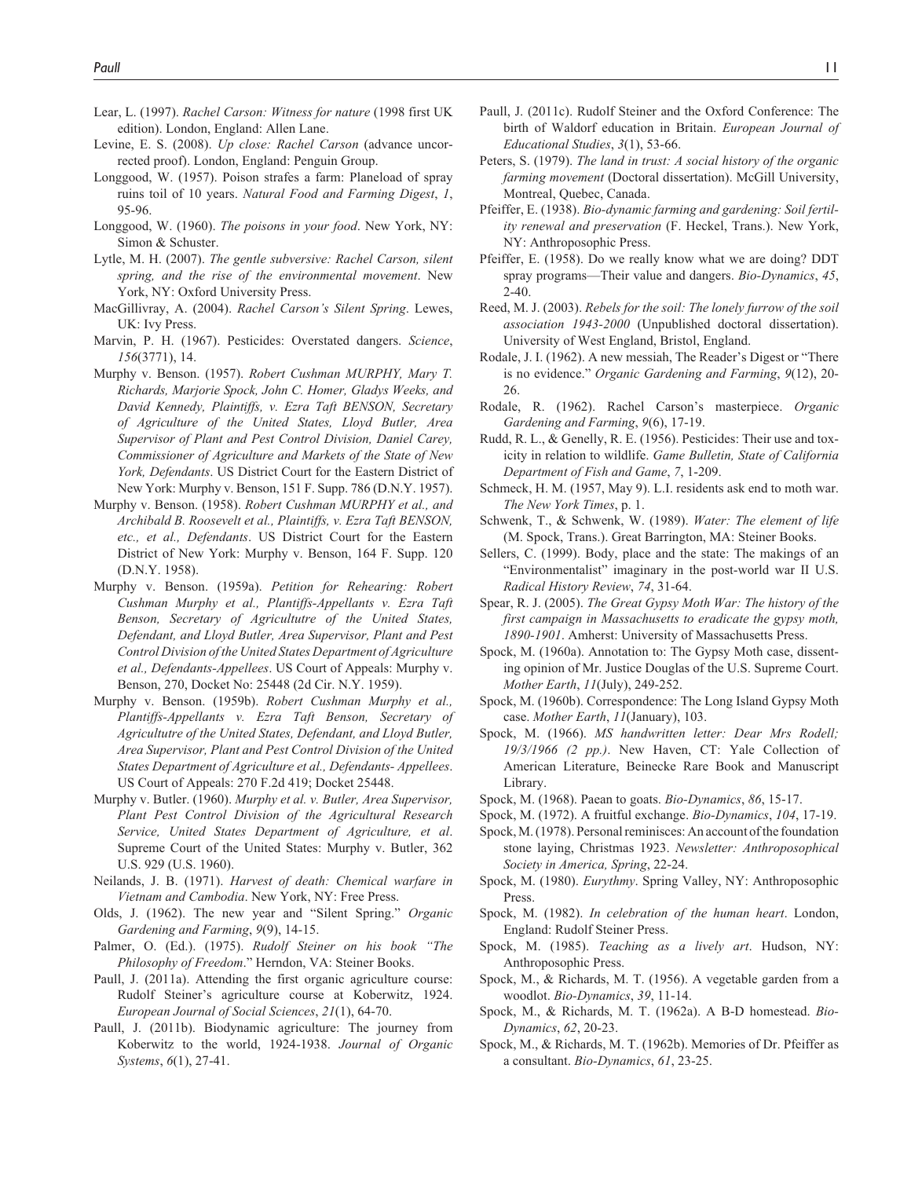Lear, L. (1997). *Rachel Carson: Witness for nature* (1998 first UK edition). London, England: Allen Lane.

Levine, E. S. (2008). *Up close: Rachel Carson* (advance uncorrected proof). London, England: Penguin Group.

Longgood, W. (1957). Poison strafes a farm: Planeload of spray ruins toil of 10 years. *Natural Food and Farming Digest*, *1*, 95-96.

Longgood, W. (1960). *The poisons in your food*. New York, NY: Simon & Schuster.

Lytle, M. H. (2007). *The gentle subversive: Rachel Carson, silent spring, and the rise of the environmental movement*. New York, NY: Oxford University Press.

MacGillivray, A. (2004). *Rachel Carson's Silent Spring*. Lewes, UK: Ivy Press.

Marvin, P. H. (1967). Pesticides: Overstated dangers. *Science*, *156*(3771), 14.

Murphy v. Benson. (1957). *Robert Cushman MURPHY, Mary T. Richards, Marjorie Spock, John C. Homer, Gladys Weeks, and David Kennedy, Plaintiffs, v. Ezra Taft BENSON, Secretary of Agriculture of the United States, Lloyd Butler, Area Supervisor of Plant and Pest Control Division, Daniel Carey, Commissioner of Agriculture and Markets of the State of New York, Defendants*. US District Court for the Eastern District of New York: Murphy v. Benson, 151 F. Supp. 786 (D.N.Y. 1957).

Murphy v. Benson. (1958). *Robert Cushman MURPHY et al., and Archibald B. Roosevelt et al., Plaintiffs, v. Ezra Taft BENSON, etc., et al., Defendants*. US District Court for the Eastern District of New York: Murphy v. Benson, 164 F. Supp. 120 (D.N.Y. 1958).

Murphy v. Benson. (1959a). *Petition for Rehearing: Robert Cushman Murphy et al., Plantiffs-Appellants v. Ezra Taft Benson, Secretary of Agriculture of the United States, Defendant, and Lloyd Butler, Area Supervisor, Plant and Pest Control Division of the United States Department of Agriculture et al., Defendants-Appellees*. US Court of Appeals: Murphy v. Benson, 270, Docket No: 25448 (2d Cir. N.Y. 1959).

Murphy v. Benson. (1959b). *Robert Cushman Murphy et al., Plantiffs-Appellants v. Ezra Taft Benson, Secretary of Agricultutre of the United States, Defendant, and Lloyd Butler, Area Supervisor, Plant and Pest Control Division of the United States Department of Agriculture et al., Defendants- Appellees*. US Court of Appeals: 270 F.2d 419; Docket 25448.

Murphy v. Butler. (1960). *Murphy et al. v. Butler, Area Supervisor, Plant Pest Control Division of the Agricultural Research Service, United States Department of Agriculture, et al*. Supreme Court of the United States: Murphy v. Butler, 362 U.S. 929 (U.S. 1960).

Neilands, J. B. (1971). *Harvest of death: Chemical warfare in Vietnam and Cambodia*. New York, NY: Free Press.

Olds, J. (1962). The new year and "Silent Spring." *Organic Gardening and Farming*, *9*(9), 14-15.

Palmer, O. (Ed.). (1975). *Rudolf Steiner on his book "The Philosophy of Freedom*." Herndon, VA: Steiner Books.

Paull, J. (2011a). Attending the first organic agriculture course: Rudolf Steiner's agriculture course at Koberwitz, 1924. *European Journal of Social Sciences*, *21*(1), 64-70.

Paull, J. (2011b). Biodynamic agriculture: The journey from Koberwitz to the world, 1924-1938. *Journal of Organic Systems*, *6*(1), 27-41.

Paull, J. (2011c). Rudolf Steiner and the Oxford Conference: The birth of Waldorf education in Britain. *European Journal of Educational Studies*, *3*(1), 53-66.

Peters, S. (1979). *The land in trust: A social history of the organic farming movement* (Doctoral dissertation). McGill University, Montreal, Quebec, Canada.

Pfeiffer, E. (1938). *Bio-dynamic farming and gardening: Soil fertility renewal and preservation* (F. Heckel, Trans.). New York, NY: Anthroposophic Press.

Pfeiffer, E. (1958). Do we really know what we are doing? DDT spray programs—Their value and dangers. *Bio-Dynamics*, *45*, 2-40.

Reed, M. J. (2003). *Rebels for the soil: The lonely furrow of the soil association 1943-2000* (Unpublished doctoral dissertation). University of West England, Bristol, England.

Rodale, J. I. (1962). A new messiah, The Reader's Digest or "There is no evidence." *Organic Gardening and Farming*, *9*(12), 20-26.

Rodale, R. (1962). Rachel Carson's masterpiece. *Organic Gardening and Farming*, *9*(6), 17-19.

Rudd, R. L., & Genelly, R. E. (1956). Pesticides: Their use and toxicity in relation to wildlife. *Game Bulletin, State of California Department of Fish and Game*, *7*, 1-209.

Schmeck, H. M. (1957, May 9). L.I. residents ask end to moth war. *The New York Times*, p. 1.

Schwenk, T., & Schwenk, W. (1989). *Water: The element of life* (M. Spock, Trans.). Great Barrington, MA: Steiner Books.

Sellers, C. (1999). Body, place and the state: The makings of an "Environmentalist" imaginary in the post-world war II U.S. *Radical History Review*, *74*, 31-64.

Spear, R. J. (2005). *The Great Gypsy Moth War: The history of the first campaign in Massachusetts to eradicate the gypsy moth, 1890-1901*. Amherst: University of Massachusetts Press.

Spock, M. (1960a). Annotation to: The Gypsy Moth case, dissenting opinion of Mr. Justice Douglas of the U.S. Supreme Court. *Mother Earth*, *11*(July), 249-252.

Spock, M. (1960b). Correspondence: The Long Island Gypsy Moth case. *Mother Earth*, *11*(January), 103.

Spock, M. (1966). *MS handwritten letter: Dear Mrs Rodell; 19/3/1966 (2 pp.)*. New Haven, CT: Yale Collection of American Literature, Beinecke Rare Book and Manuscript Library.

Spock, M. (1968). Paean to goats. *Bio-Dynamics*, *86*, 15-17.

Spock, M. (1972). A fruitful exchange. *Bio-Dynamics*, *104*, 17-19.

Spock, M. (1978). Personal reminisces: An account of the foundation stone laying, Christmas 1923. *Newsletter: Anthroposophical Society in America, Spring*, 22-24.

Spock, M. (1980). *Eurythmy*. Spring Valley, NY: Anthroposophic Press.

Spock, M. (1982). *In celebration of the human heart*. London, England: Rudolf Steiner Press.

Spock, M. (1985). *Teaching as a lively art*. Hudson, NY: Anthroposophic Press.

Spock, M., & Richards, M. T. (1956). A vegetable garden from a woodlot. *Bio-Dynamics*, *39*, 11-14.

Spock, M., & Richards, M. T. (1962a). A B-D homestead. *Bio-Dynamics*, *62*, 20-23.

Spock, M., & Richards, M. T. (1962b). Memories of Dr. Pfeiffer as a consultant. *Bio-Dynamics*, *61*, 23-25.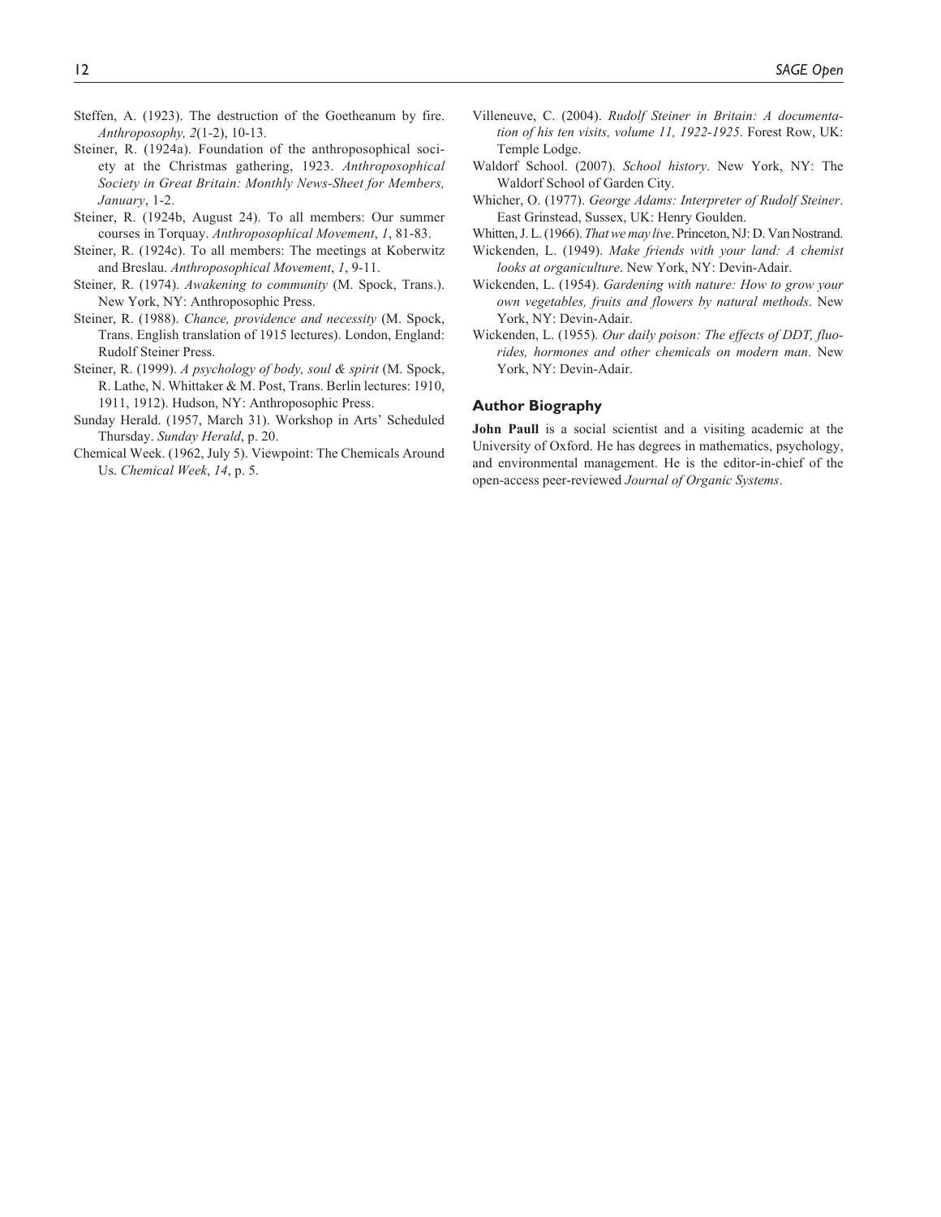Steffen, A. (1923). The destruction of the Goetheanum by fire. *Anthroposophy, 2*(1-2), 10-13.

Steiner, R. (1924a). Foundation of the anthroposophical society at the Christmas gathering, 1923. *Anthroposophical Society in Great Britain: Monthly News-Sheet for Members, January*, 1-2.

Steiner, R. (1924b, August 24). To all members: Our summer courses in Torquay. *Anthroposophical Movement*, *1*, 81-83.

Steiner, R. (1924c). To all members: The meetings at Koberwitz and Breslau. *Anthroposophical Movement*, *1*, 9-11.

Steiner, R. (1974). *Awakening to community* (M. Spock, Trans.). New York, NY: Anthroposophic Press.

Steiner, R. (1988). *Chance, providence and necessity* (M. Spock, Trans. English translation of 1915 lectures). London, England: Rudolf Steiner Press.

Steiner, R. (1999). *A psychology of body, soul & spirit* (M. Spock, R. Lathe, N. Whittaker & M. Post, Trans. Berlin lectures: 1910, 1911, 1912). Hudson, NY: Anthroposophic Press.

Sunday Herald. (1957, March 31). Workshop in Arts' Scheduled Thursday. *Sunday Herald*, p. 20.

Chemical Week. (1962, July 5). Viewpoint: The Chemicals Around Us. *Chemical Week*, *14*, p. 5.

Villeneuve, C. (2004). *Rudolf Steiner in Britain: A documentation of his ten visits, volume 11, 1922-1925*. Forest Row, UK: Temple Lodge.

Waldorf School. (2007). *School history*. New York, NY: The Waldorf School of Garden City.

Whicher, O. (1977). *George Adams: Interpreter of Rudolf Steiner*. East Grinstead, Sussex, UK: Henry Goulden.

Whitten, J. L. (1966). *That we may live*. Princeton, NJ: D. Van Nostrand.

Wickenden, L. (1949). *Make friends with your land: A chemist looks at organiculture*. New York, NY: Devin-Adair.

Wickenden, L. (1954). *Gardening with nature: How to grow your own vegetables, fruits and flowers by natural methods*. New York, NY: Devin-Adair.

Wickenden, L. (1955). *Our daily poison: The effects of DDT, fluorides, hormones and other chemicals on modern man*. New York, NY: Devin-Adair.

## Author Biography

**John Paull** is a social scientist and a visiting academic at the University of Oxford. He has degrees in mathematics, psychology, and environmental management. He is the editor-in-chief of the open-access peer-reviewed *Journal of Organic Systems*.